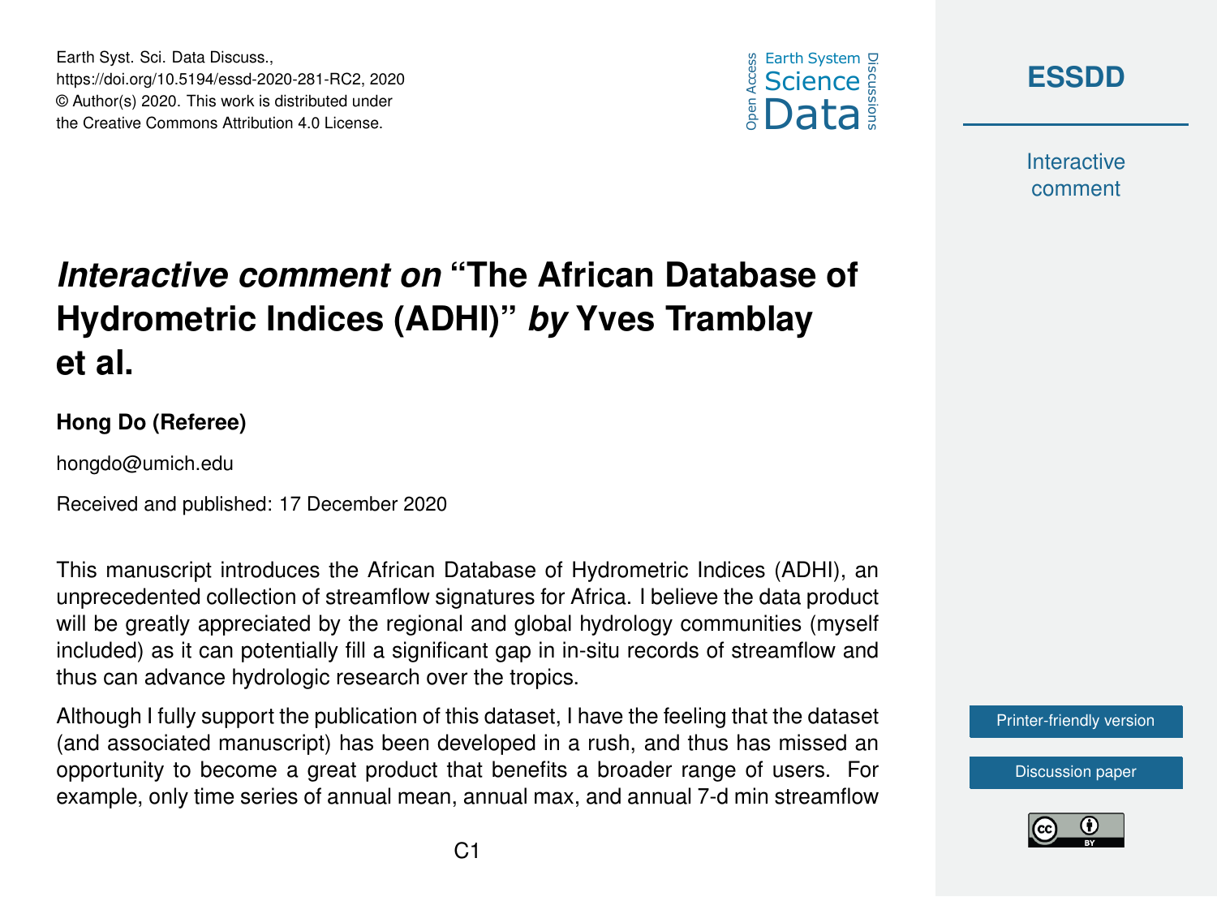# *Interactive comment on* "The African Database of Hydrometric Indices (ADHI)" *by* Yves Tramblay et al.

**Hong Do (Referee)**

hongdo@umich.edu

Received and published: 17 December 2020

This manuscript introduces the African Database of Hydrometric Indices (ADHI), an unprecedented collection of streamflow signatures for Africa. I believe the data product will be greatly appreciated by the regional and global hydrology communities (myself included) as it can potentially fill a significant gap in in-situ records of streamflow and thus can advance hydrologic research over the tropics.

Although I fully support the publication of this dataset, I have the feeling that the dataset (and associated manuscript) has been developed in a rush, and thus has missed an opportunity to become a great product that benefits a broader range of users. For example, only time series of annual mean, annual max, and annual 7-d min streamflow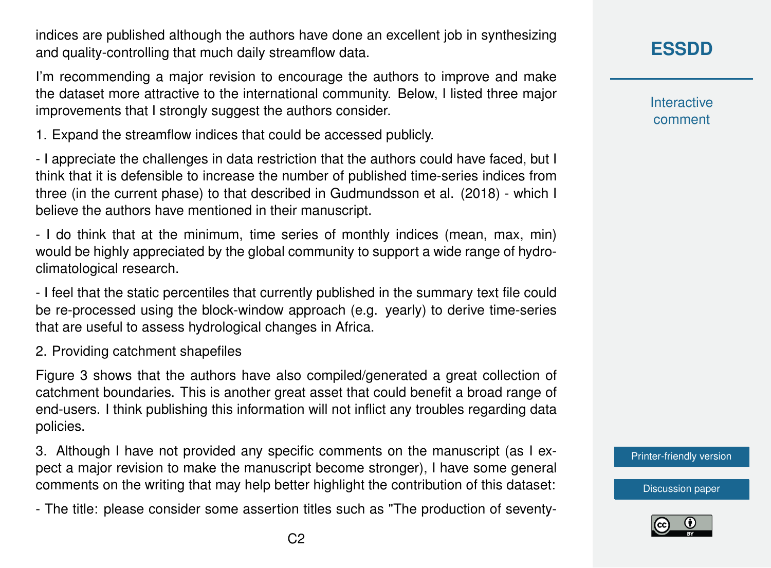indices are published although the authors have done an excellent job in synthesizing and quality-controlling that much daily streamflow data.

I'm recommending a major revision to encourage the authors to improve and make the dataset more attractive to the international community. Below, I listed three major improvements that I strongly suggest the authors consider.

1. Expand the streamflow indices that could be accessed publicly.

- I appreciate the challenges in data restriction that the authors could have faced, but I think that it is defensible to increase the number of published time-series indices from three (in the current phase) to that described in Gudmundsson et al. (2018) - which I believe the authors have mentioned in their manuscript.

- I do think that at the minimum, time series of monthly indices (mean, max, min) would be highly appreciated by the global community to support a wide range of hydro-climatological research.

- I feel that the static percentiles that currently published in the summary text file could be re-processed using the block-window approach (e.g. yearly) to derive time-series that are useful to assess hydrological changes in Africa.

2. Providing catchment shapefiles

Figure 3 shows that the authors have also compiled/generated a great collection of catchment boundaries. This is another great asset that could benefit a broad range of end-users. I think publishing this information will not inflict any troubles regarding data policies.

3. Although I have not provided any specific comments on the manuscript (as I expect a major revision to make the manuscript become stronger), I have some general comments on the writing that may help better highlight the contribution of this dataset:

- The title: please consider some assertion titles such as "The production of seventy-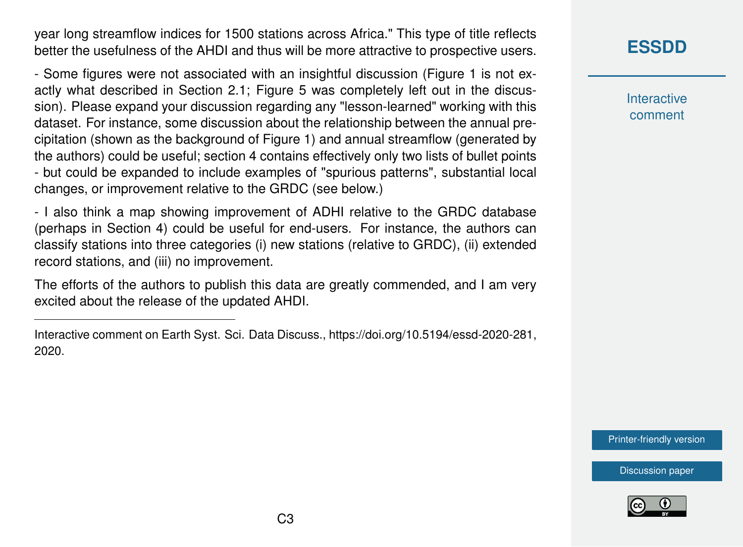year long streamflow indices for 1500 stations across Africa." This type of title reflects better the usefulness of the AHDI and thus will be more attractive to prospective users.

- Some figures were not associated with an insightful discussion (Figure 1 is not exactly what described in Section 2.1; Figure 5 was completely left out in the discussion). Please expand your discussion regarding any "lesson-learned" working with this dataset. For instance, some discussion about the relationship between the annual precipitation (shown as the background of Figure 1) and annual streamflow (generated by the authors) could be useful; section 4 contains effectively only two lists of bullet points - but could be expanded to include examples of "spurious patterns", substantial local changes, or improvement relative to the GRDC (see below.)

- I also think a map showing improvement of ADHI relative to the GRDC database (perhaps in Section 4) could be useful for end-users. For instance, the authors can classify stations into three categories (i) new stations (relative to GRDC), (ii) extended record stations, and (iii) no improvement.

The efforts of the authors to publish this data are greatly commended, and I am very excited about the release of the updated AHDI.

---

Interactive comment on Earth Syst. Sci. Data Discuss., https://doi.org/10.5194/essd-2020-281, 2020.